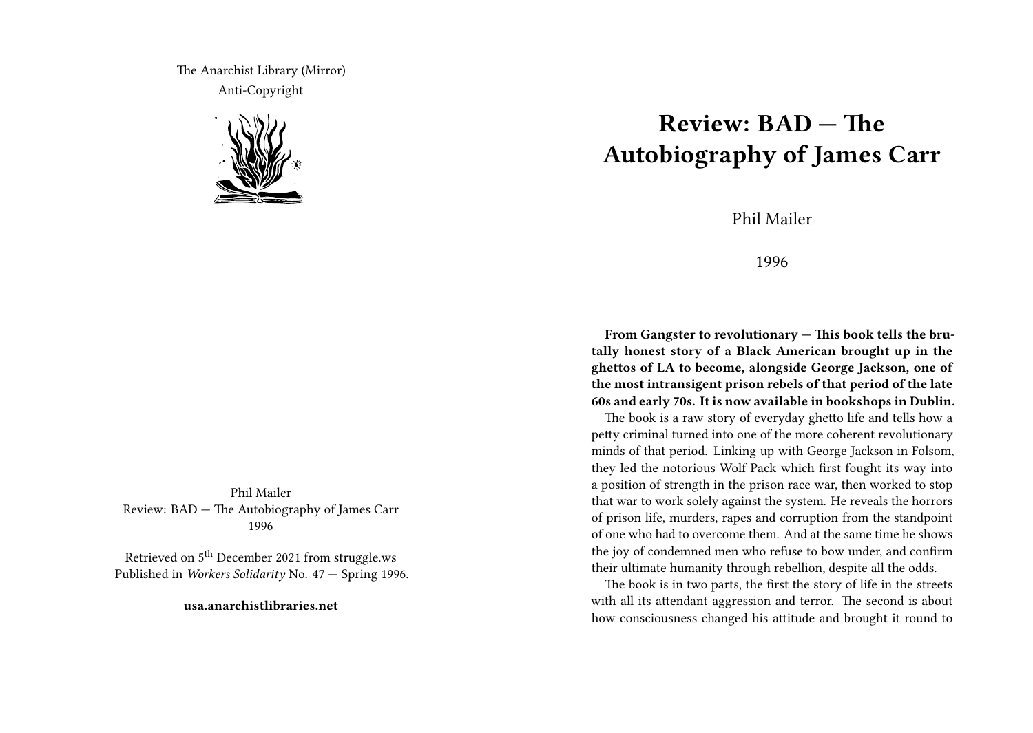The Anarchist Library (Mirror)
Anti-Copyright

Phil Mailer
Review: BAD — The Autobiography of James Carr
1996

Retrieved on 5th December 2021 from struggle.ws
Published in *Workers Solidarity* No. 47 — Spring 1996.

**usa.anarchistlibraries.net**

# Review: BAD — The Autobiography of James Carr

Phil Mailer

1996

**From Gangster to revolutionary — This book tells the brutally honest story of a Black American brought up in the ghettos of LA to become, alongside George Jackson, one of the most intransigent prison rebels of that period of the late 60s and early 70s. It is now available in bookshops in Dublin.**

The book is a raw story of everyday ghetto life and tells how a petty criminal turned into one of the more coherent revolutionary minds of that period. Linking up with George Jackson in Folsom, they led the notorious Wolf Pack which first fought its way into a position of strength in the prison race war, then worked to stop that war to work solely against the system. He reveals the horrors of prison life, murders, rapes and corruption from the standpoint of one who had to overcome them. And at the same time he shows the joy of condemned men who refuse to bow under, and confirm their ultimate humanity through rebellion, despite all the odds.

The book is in two parts, the first the story of life in the streets with all its attendant aggression and terror. The second is about how consciousness changed his attitude and brought it round to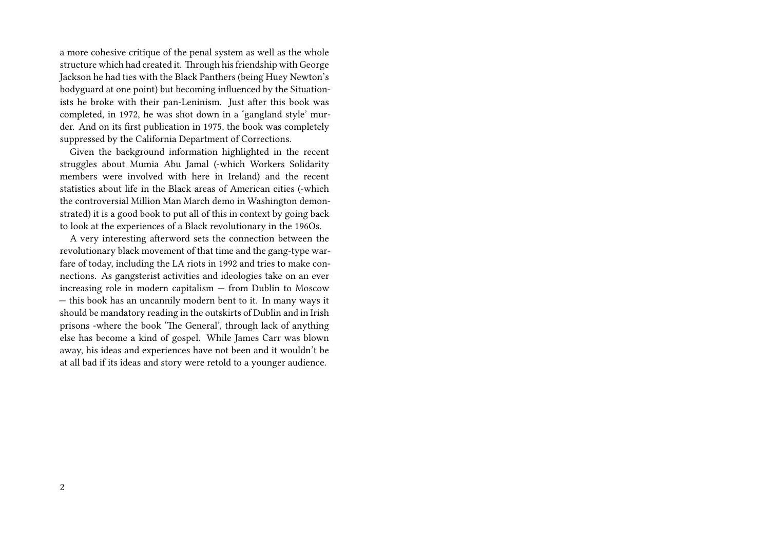a more cohesive critique of the penal system as well as the whole structure which had created it. Through his friendship with George Jackson he had ties with the Black Panthers (being Huey Newton's bodyguard at one point) but becoming influenced by the Situationists he broke with their pan-Leninism. Just after this book was completed, in 1972, he was shot down in a 'gangland style' murder. And on its first publication in 1975, the book was completely suppressed by the California Department of Corrections.

Given the background information highlighted in the recent struggles about Mumia Abu Jamal (-which Workers Solidarity members were involved with here in Ireland) and the recent statistics about life in the Black areas of American cities (-which the controversial Million Man March demo in Washington demonstrated) it is a good book to put all of this in context by going back to look at the experiences of a Black revolutionary in the 196Os.

A very interesting afterword sets the connection between the revolutionary black movement of that time and the gang-type warfare of today, including the LA riots in 1992 and tries to make connections. As gangsterist activities and ideologies take on an ever increasing role in modern capitalism — from Dublin to Moscow — this book has an uncannily modern bent to it. In many ways it should be mandatory reading in the outskirts of Dublin and in Irish prisons -where the book 'The General', through lack of anything else has become a kind of gospel. While James Carr was blown away, his ideas and experiences have not been and it wouldn't be at all bad if its ideas and story were retold to a younger audience.